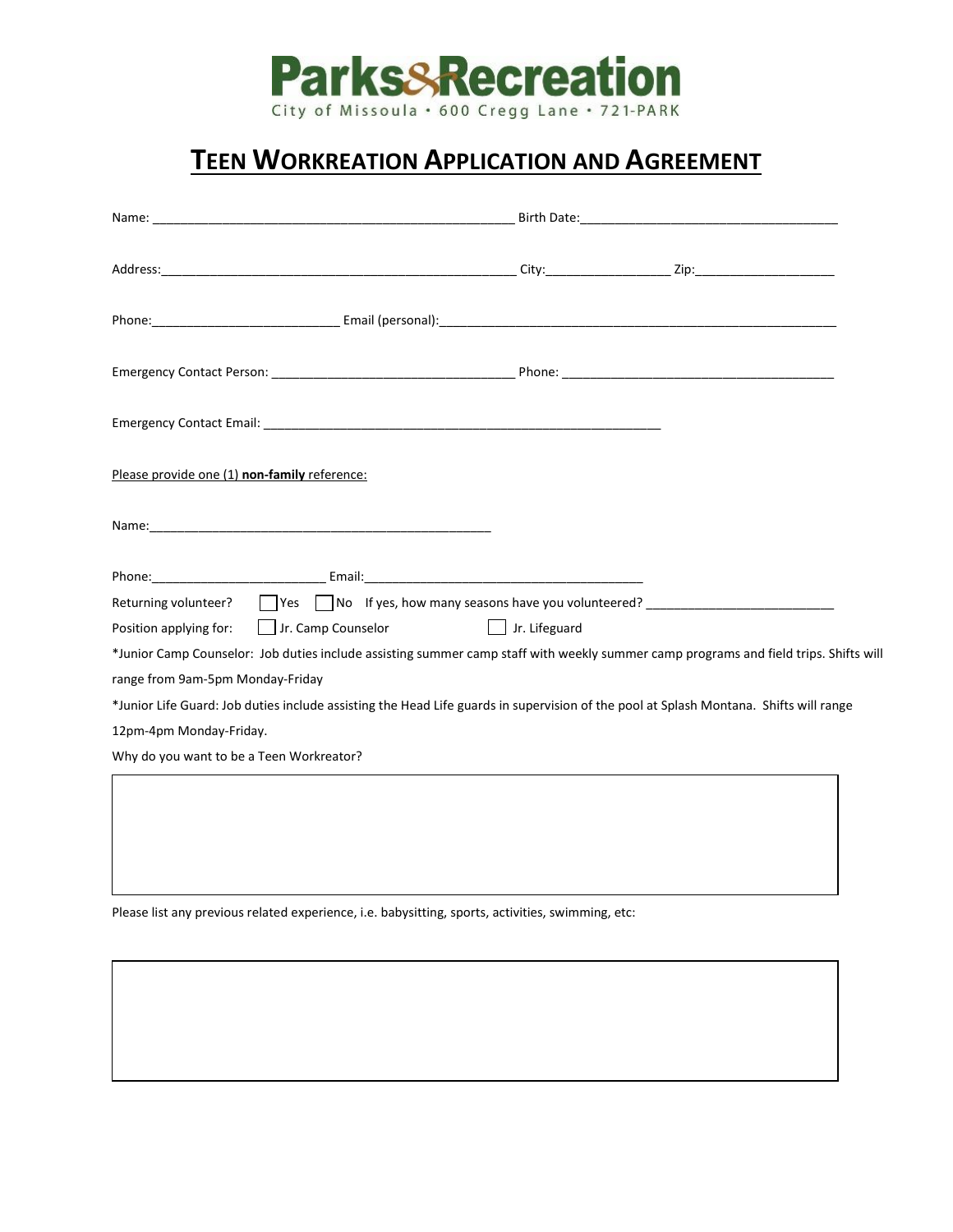# Parks&Recreation

City of Missoula • 600 Cregg Lane • 721-PARK

## TEEN WORKREATION APPLICATION AND AGREEMENT

Name: ____________________________________________________ Birth Date:____________________________________

Address:___________________________________________________ City:__________________ Zip:____________________

Phone:___________________________ Email (personal):__________________________________________________________

Emergency Contact Person: ___________________________________ Phone: ________________________________________

Emergency Contact Email: _________________________________________________________

Please provide one (1) **non-family** reference:

Name:__________________________________________________

Phone:_________________________ Email:________________________________________

Returning volunteer? ☐ Yes ☐ No If yes, how many seasons have you volunteered? ___________________________

Position applying for: ☐ Jr. Camp Counselor ☐ Jr. Lifeguard

*Junior Camp Counselor: Job duties include assisting summer camp staff with weekly summer camp programs and field trips. Shifts will range from 9am-5pm Monday-Friday

*Junior Life Guard: Job duties include assisting the Head Life guards in supervision of the pool at Splash Montana. Shifts will range 12pm-4pm Monday-Friday.

Why do you want to be a Teen Workreator?

Please list any previous related experience, i.e. babysitting, sports, activities, swimming, etc: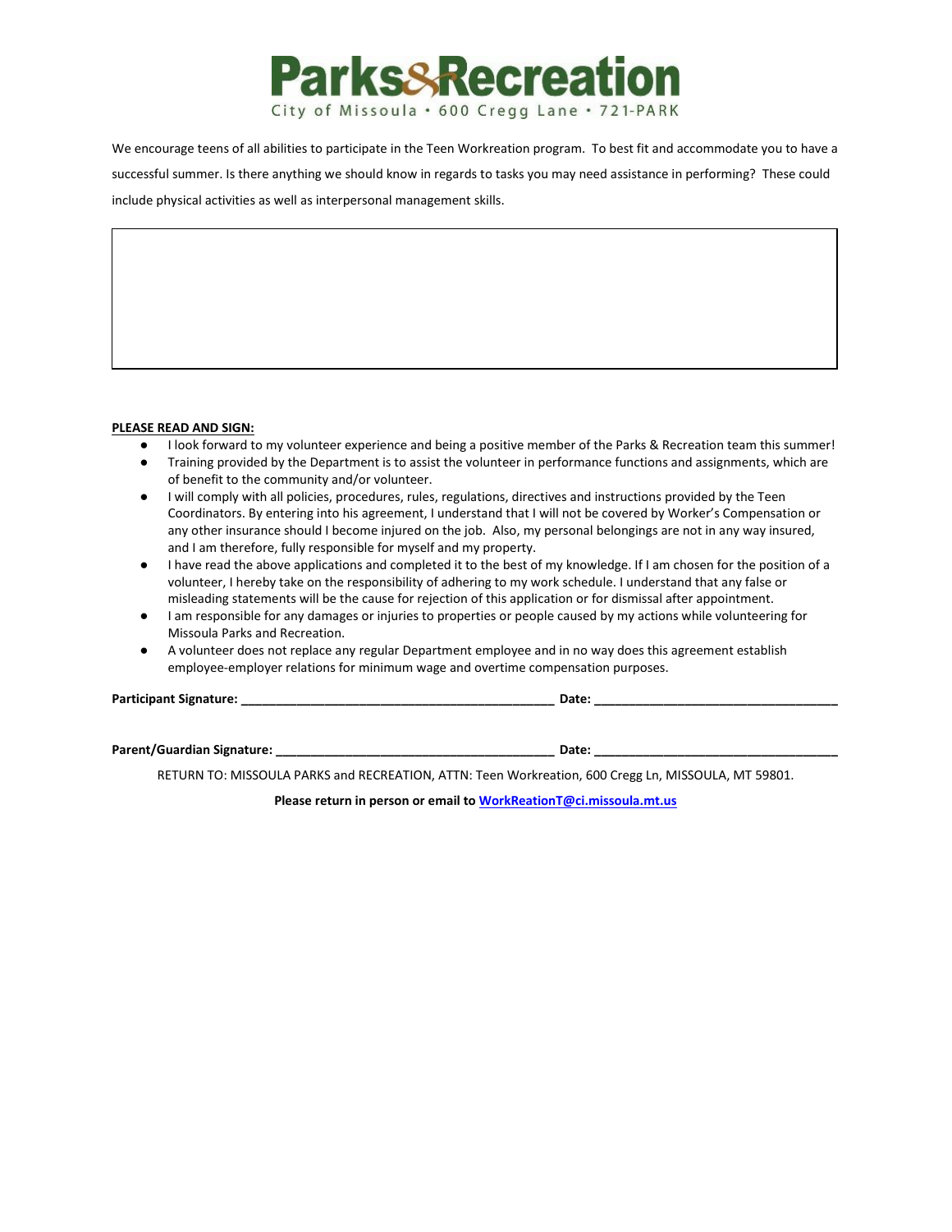# Parks&Recreation

City of Missoula • 600 Cregg Lane • 721-PARK

We encourage teens of all abilities to participate in the Teen Workreation program. To best fit and accommodate you to have a successful summer. Is there anything we should know in regards to tasks you may need assistance in performing? These could include physical activities as well as interpersonal management skills.

| |
|---|
| |

**PLEASE READ AND SIGN:**

- I look forward to my volunteer experience and being a positive member of the Parks & Recreation team this summer!
- Training provided by the Department is to assist the volunteer in performance functions and assignments, which are of benefit to the community and/or volunteer.
- I will comply with all policies, procedures, rules, regulations, directives and instructions provided by the Teen Coordinators. By entering into his agreement, I understand that I will not be covered by Worker's Compensation or any other insurance should I become injured on the job. Also, my personal belongings are not in any way insured, and I am therefore, fully responsible for myself and my property.
- I have read the above applications and completed it to the best of my knowledge. If I am chosen for the position of a volunteer, I hereby take on the responsibility of adhering to my work schedule. I understand that any false or misleading statements will be the cause for rejection of this application or for dismissal after appointment.
- I am responsible for any damages or injuries to properties or people caused by my actions while volunteering for Missoula Parks and Recreation.
- A volunteer does not replace any regular Department employee and in no way does this agreement establish employee-employer relations for minimum wage and overtime compensation purposes.

**Participant Signature:** ______________________________________________ **Date:** ___________________________________

**Parent/Guardian Signature:** ________________________________________ **Date:** ___________________________________

RETURN TO: MISSOULA PARKS and RECREATION, ATTN: Teen Workreation, 600 Cregg Ln, MISSOULA, MT 59801.

**Please return in person or email to WorkReationT@ci.missoula.mt.us**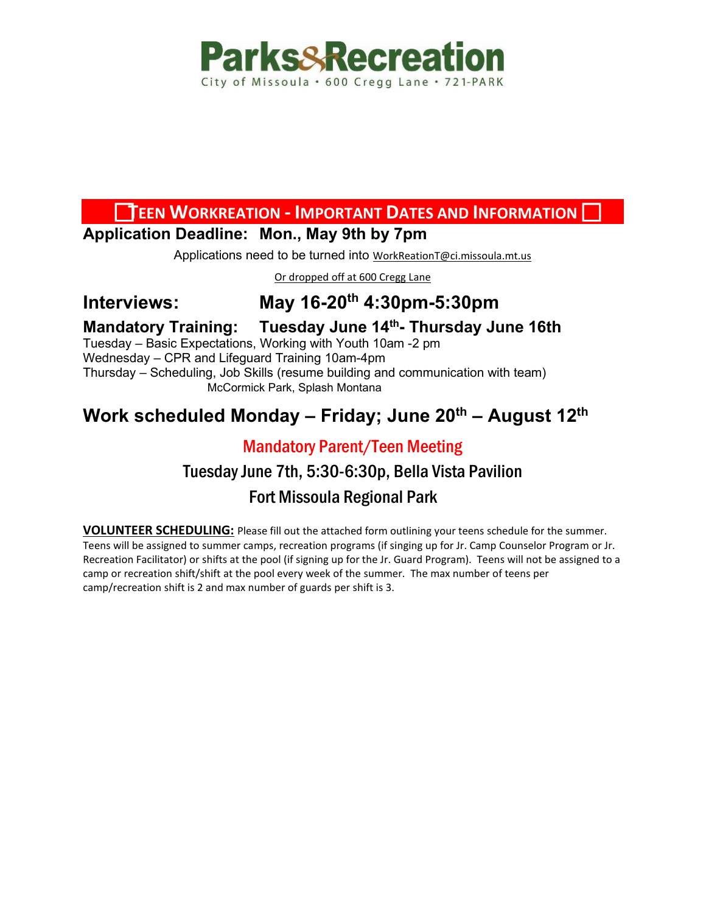# Parks&Recreation

City of Missoula • 600 Cregg Lane • 721-PARK

## TEEN WORKREATION - IMPORTANT DATES AND INFORMATION

**Application Deadline: Mon., May 9th by 7pm**

Applications need to be turned into WorkReationT@ci.missoula.mt.us

Or dropped off at 600 Cregg Lane

**Interviews: May 16-20th 4:30pm-5:30pm**

**Mandatory Training: Tuesday June 14th- Thursday June 16th**

Tuesday – Basic Expectations, Working with Youth 10am -2 pm
Wednesday – CPR and Lifeguard Training 10am-4pm
Thursday – Scheduling, Job Skills (resume building and communication with team)
McCormick Park, Splash Montana

**Work scheduled Monday – Friday; June 20th – August 12th**

Mandatory Parent/Teen Meeting

Tuesday June 7th, 5:30-6:30p, Bella Vista Pavilion

Fort Missoula Regional Park

**VOLUNTEER SCHEDULING:** Please fill out the attached form outlining your teens schedule for the summer. Teens will be assigned to summer camps, recreation programs (if singing up for Jr. Camp Counselor Program or Jr. Recreation Facilitator) or shifts at the pool (if signing up for the Jr. Guard Program). Teens will not be assigned to a camp or recreation shift/shift at the pool every week of the summer. The max number of teens per camp/recreation shift is 2 and max number of guards per shift is 3.